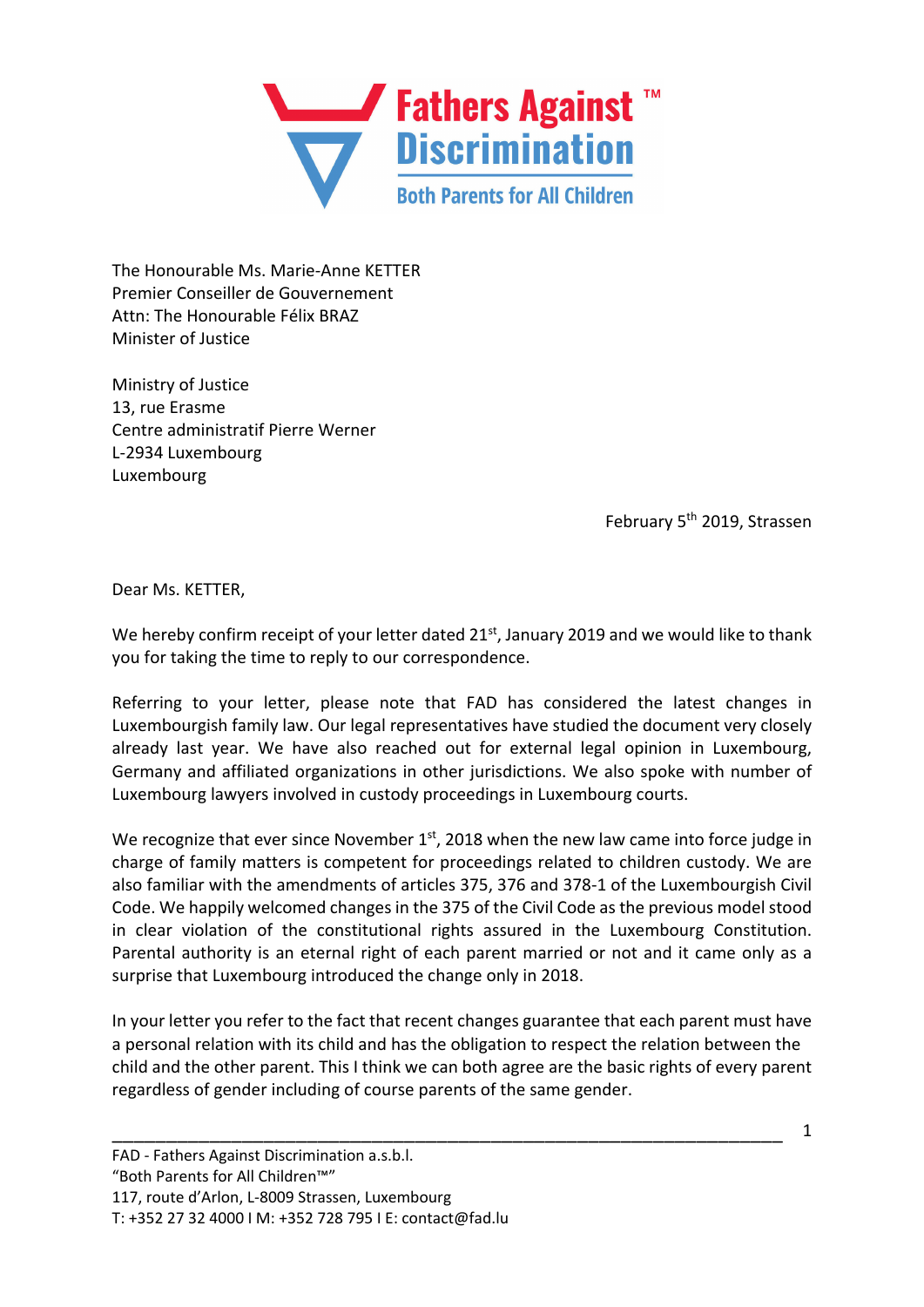Fathers Against™ Discrimination

Both Parents for All Children

The Honourable Ms. Marie-Anne KETTER
Premier Conseiller de Gouvernement
Attn: The Honourable Félix BRAZ
Minister of Justice

Ministry of Justice
13, rue Erasme
Centre administratif Pierre Werner
L-2934 Luxembourg
Luxembourg

February 5th 2019, Strassen

Dear Ms. KETTER,

We hereby confirm receipt of your letter dated 21st, January 2019 and we would like to thank you for taking the time to reply to our correspondence.

Referring to your letter, please note that FAD has considered the latest changes in Luxembourgish family law. Our legal representatives have studied the document very closely already last year. We have also reached out for external legal opinion in Luxembourg, Germany and affiliated organizations in other jurisdictions. We also spoke with number of Luxembourg lawyers involved in custody proceedings in Luxembourg courts.

We recognize that ever since November 1st, 2018 when the new law came into force judge in charge of family matters is competent for proceedings related to children custody. We are also familiar with the amendments of articles 375, 376 and 378-1 of the Luxembourgish Civil Code. We happily welcomed changes in the 375 of the Civil Code as the previous model stood in clear violation of the constitutional rights assured in the Luxembourg Constitution. Parental authority is an eternal right of each parent married or not and it came only as a surprise that Luxembourg introduced the change only in 2018.

In your letter you refer to the fact that recent changes guarantee that each parent must have a personal relation with its child and has the obligation to respect the relation between the child and the other parent. This I think we can both agree are the basic rights of every parent regardless of gender including of course parents of the same gender.

FAD - Fathers Against Discrimination a.s.b.l.
"Both Parents for All Children™"
117, route d'Arlon, L-8009 Strassen, Luxembourg
T: +352 27 32 4000 I M: +352 728 795 I E: contact@fad.lu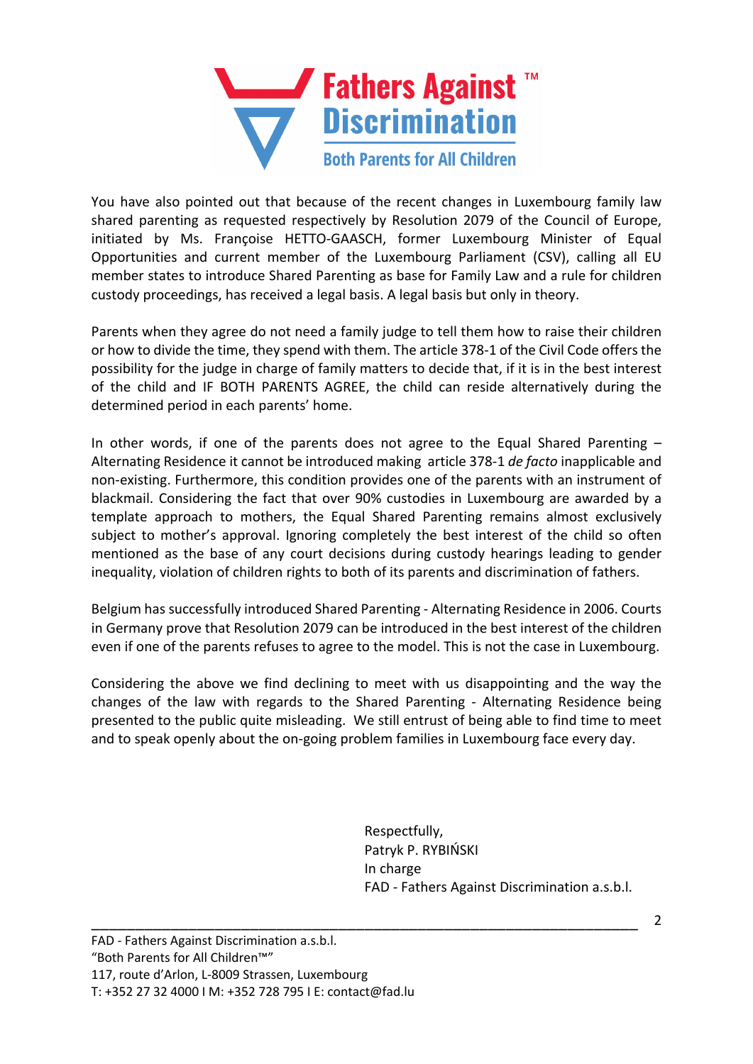Fathers Against™ Discrimination

Both Parents for All Children

You have also pointed out that because of the recent changes in Luxembourg family law shared parenting as requested respectively by Resolution 2079 of the Council of Europe, initiated by Ms. Françoise HETTO-GAASCH, former Luxembourg Minister of Equal Opportunities and current member of the Luxembourg Parliament (CSV), calling all EU member states to introduce Shared Parenting as base for Family Law and a rule for children custody proceedings, has received a legal basis. A legal basis but only in theory.

Parents when they agree do not need a family judge to tell them how to raise their children or how to divide the time, they spend with them. The article 378-1 of the Civil Code offers the possibility for the judge in charge of family matters to decide that, if it is in the best interest of the child and IF BOTH PARENTS AGREE, the child can reside alternatively during the determined period in each parents' home.

In other words, if one of the parents does not agree to the Equal Shared Parenting – Alternating Residence it cannot be introduced making article 378-1 *de facto* inapplicable and non-existing. Furthermore, this condition provides one of the parents with an instrument of blackmail. Considering the fact that over 90% custodies in Luxembourg are awarded by a template approach to mothers, the Equal Shared Parenting remains almost exclusively subject to mother's approval. Ignoring completely the best interest of the child so often mentioned as the base of any court decisions during custody hearings leading to gender inequality, violation of children rights to both of its parents and discrimination of fathers.

Belgium has successfully introduced Shared Parenting - Alternating Residence in 2006. Courts in Germany prove that Resolution 2079 can be introduced in the best interest of the children even if one of the parents refuses to agree to the model. This is not the case in Luxembourg.

Considering the above we find declining to meet with us disappointing and the way the changes of the law with regards to the Shared Parenting - Alternating Residence being presented to the public quite misleading. We still entrust of being able to find time to meet and to speak openly about the on-going problem families in Luxembourg face every day.

Respectfully,
Patryk P. RYBIŃSKI
In charge
FAD - Fathers Against Discrimination a.s.b.l.

FAD - Fathers Against Discrimination a.s.b.l.
"Both Parents for All Children™"
117, route d'Arlon, L-8009 Strassen, Luxembourg
T: +352 27 32 4000 I M: +352 728 795 I E: contact@fad.lu